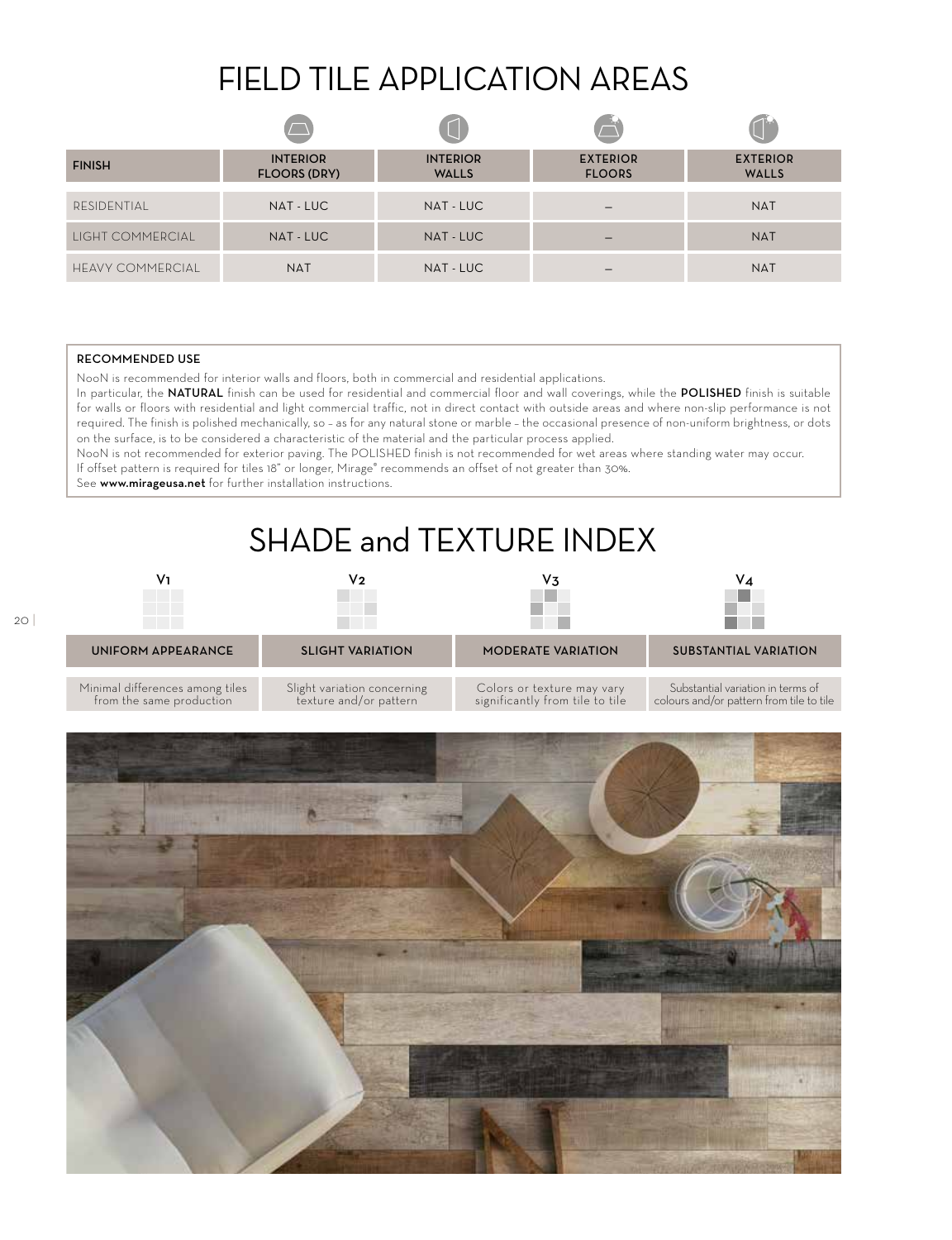# FIELD TILE APPLICATION AREAS

| FINISH | INTERIOR FLOORS (DRY) | INTERIOR WALLS | EXTERIOR FLOORS | EXTERIOR WALLS |
|---|---|---|---|---|
| RESIDENTIAL | NAT - LUC | NAT - LUC | – | NAT |
| LIGHT COMMERCIAL | NAT - LUC | NAT - LUC | – | NAT |
| HEAVY COMMERCIAL | NAT | NAT - LUC | – | NAT |

**RECOMMENDED USE**

NooN is recommended for interior walls and floors, both in commercial and residential applications.

In particular, the **NATURAL** finish can be used for residential and commercial floor and wall coverings, while the **POLISHED** finish is suitable for walls or floors with residential and light commercial traffic, not in direct contact with outside areas and where non-slip performance is not required. The finish is polished mechanically, so – as for any natural stone or marble – the occasional presence of non-uniform brightness, or dots on the surface, is to be considered a characteristic of the material and the particular process applied.

NooN is not recommended for exterior paving. The POLISHED finish is not recommended for wet areas where standing water may occur.

If offset pattern is required for tiles 18" or longer, Mirage® recommends an offset of not greater than 30%.

See **www.mirageusa.net** for further installation instructions.

# SHADE and TEXTURE INDEX

| V1 | V2 | V3 | V4 |
|---|---|---|---|
| UNIFORM APPEARANCE | SLIGHT VARIATION | MODERATE VARIATION | SUBSTANTIAL VARIATION |
| Minimal differences among tiles from the same production | Slight variation concerning texture and/or pattern | Colors or texture may vary significantly from tile to tile | Substantial variation in terms of colours and/or pattern from tile to tile |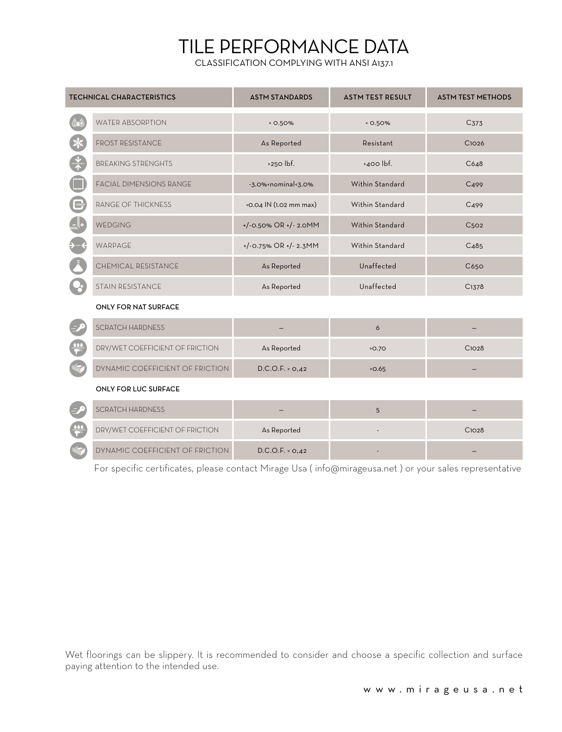# TILE PERFORMANCE DATA

CLASSIFICATION COMPLYING WITH ANSI A137.1

| TECHNICAL CHARACTERISTICS | ASTM STANDARDS | ASTM TEST RESULT | ASTM TEST METHODS |
|---|---|---|---|
| WATER ABSORPTION | < 0.50% | < 0.50% | C373 |
| FROST RESISTANCE | As Reported | Resistant | C1026 |
| BREAKING STRENGHTS | >250 lbf. | >400 lbf. | C648 |
| FACIAL DIMENSIONS RANGE | -3.0%<nominal<3.0% | Within Standard | C499 |
| RANGE OF THICKNESS | <0.04 IN (1.02 mm max) | Within Standard | C499 |
| WEDGING | +/-0.50% OR +/- 2.0MM | Within Standard | C502 |
| WARPAGE | +/-0.75% OR +/- 2.3MM | Within Standard | C485 |
| CHEMICAL RESISTANCE | As Reported | Unaffected | C650 |
| STAIN RESISTANCE | As Reported | Unaffected | C1378 |
| **ONLY FOR NAT SURFACE** | | | |
| SCRATCH HARDNESS | – | 6 | – |
| DRY/WET COEFFICIENT OF FRICTION | As Reported | >0.70 | C1028 |
| DYNAMIC COEFFICIENT OF FRICTION | D.C.O.F. > 0,42 | >0.65 | – |
| **ONLY FOR LUC SURFACE** | | | |
| SCRATCH HARDNESS | – | 5 | – |
| DRY/WET COEFFICIENT OF FRICTION | As Reported | - | C1028 |
| DYNAMIC COEFFICIENT OF FRICTION | D.C.O.F. > 0,42 | - | – |

For specific certificates, please contact Mirage Usa ( info@mirageusa.net ) or your sales representative

Wet floorings can be slippery. It is recommended to consider and choose a specific collection and surface paying attention to the intended use.

www.mirageusa.net